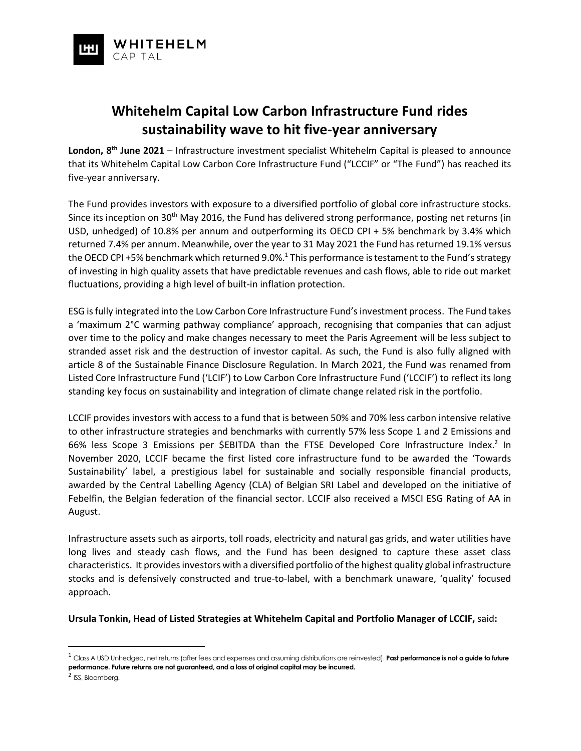# Whitehelm Capital Low Carbon Infrastructure Fund rides sustainability wave to hit five-year anniversary

**London, 8th June 2021** – Infrastructure investment specialist Whitehelm Capital is pleased to announce that its Whitehelm Capital Low Carbon Core Infrastructure Fund ("LCCIF" or "The Fund") has reached its five-year anniversary.

The Fund provides investors with exposure to a diversified portfolio of global core infrastructure stocks. Since its inception on 30th May 2016, the Fund has delivered strong performance, posting net returns (in USD, unhedged) of 10.8% per annum and outperforming its OECD CPI + 5% benchmark by 3.4% which returned 7.4% per annum. Meanwhile, over the year to 31 May 2021 the Fund has returned 19.1% versus the OECD CPI +5% benchmark which returned 9.0%.[1] This performance is testament to the Fund's strategy of investing in high quality assets that have predictable revenues and cash flows, able to ride out market fluctuations, providing a high level of built-in inflation protection.

ESG is fully integrated into the Low Carbon Core Infrastructure Fund's investment process. The Fund takes a 'maximum 2°C warming pathway compliance' approach, recognising that companies that can adjust over time to the policy and make changes necessary to meet the Paris Agreement will be less subject to stranded asset risk and the destruction of investor capital. As such, the Fund is also fully aligned with article 8 of the Sustainable Finance Disclosure Regulation. In March 2021, the Fund was renamed from Listed Core Infrastructure Fund ('LCIF') to Low Carbon Core Infrastructure Fund ('LCCIF') to reflect its long standing key focus on sustainability and integration of climate change related risk in the portfolio.

LCCIF provides investors with access to a fund that is between 50% and 70% less carbon intensive relative to other infrastructure strategies and benchmarks with currently 57% less Scope 1 and 2 Emissions and 66% less Scope 3 Emissions per $EBITDA than the FTSE Developed Core Infrastructure Index.[2] In November 2020, LCCIF became the first listed core infrastructure fund to be awarded the 'Towards Sustainability' label, a prestigious label for sustainable and socially responsible financial products, awarded by the Central Labelling Agency (CLA) of Belgian SRI Label and developed on the initiative of Febelfin, the Belgian federation of the financial sector. LCCIF also received a MSCI ESG Rating of AA in August.

Infrastructure assets such as airports, toll roads, electricity and natural gas grids, and water utilities have long lives and steady cash flows, and the Fund has been designed to capture these asset class characteristics. It provides investors with a diversified portfolio of the highest quality global infrastructure stocks and is defensively constructed and true-to-label, with a benchmark unaware, 'quality' focused approach.

**Ursula Tonkin, Head of Listed Strategies at Whitehelm Capital and Portfolio Manager of LCCIF,** said**:**

---

[1] Class A USD Unhedged, net returns (after fees and expenses and assuming distributions are reinvested). **Past performance is not a guide to future performance. Future returns are not guaranteed, and a loss of original capital may be incurred.**

[2] ISS, Bloomberg.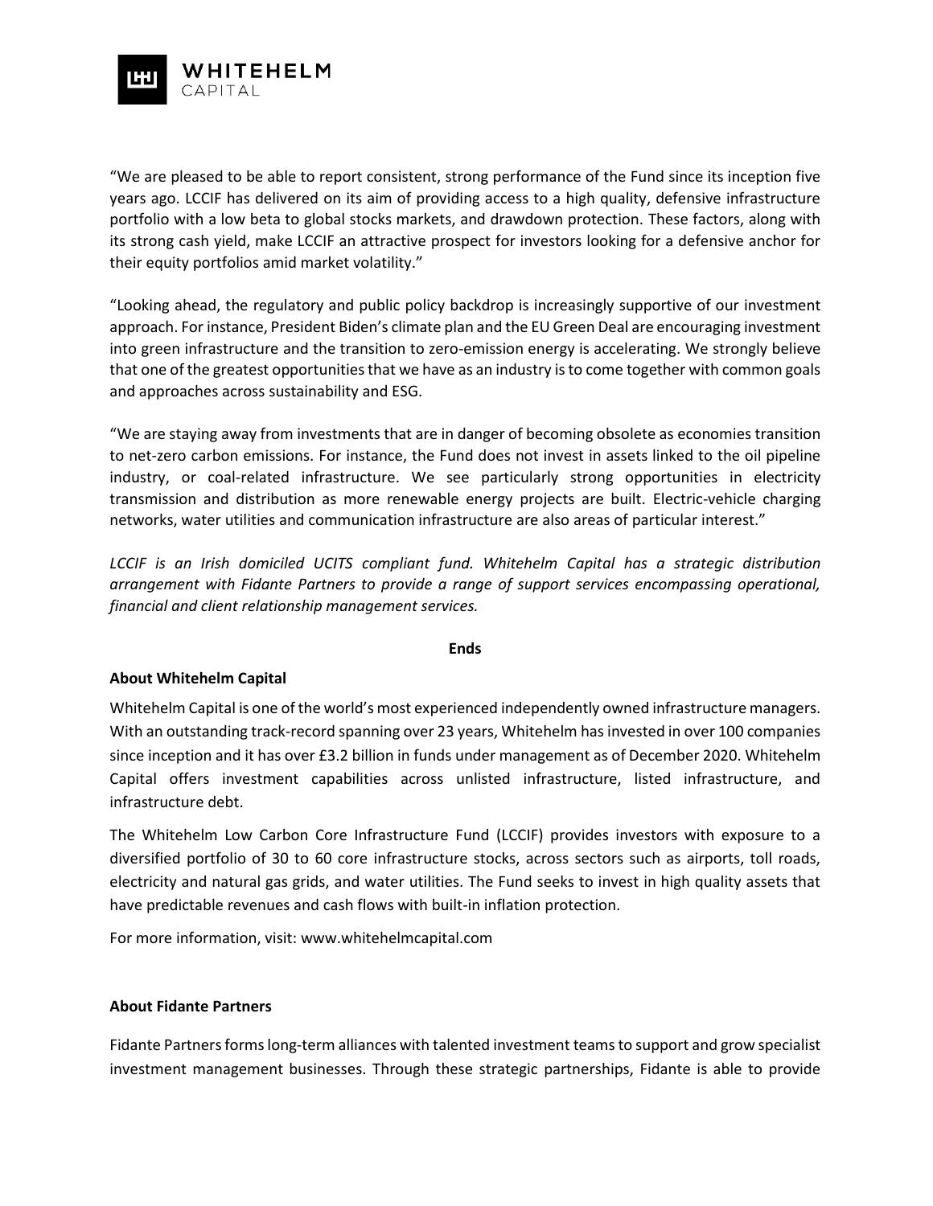"We are pleased to be able to report consistent, strong performance of the Fund since its inception five years ago. LCCIF has delivered on its aim of providing access to a high quality, defensive infrastructure portfolio with a low beta to global stocks markets, and drawdown protection. These factors, along with its strong cash yield, make LCCIF an attractive prospect for investors looking for a defensive anchor for their equity portfolios amid market volatility."

"Looking ahead, the regulatory and public policy backdrop is increasingly supportive of our investment approach. For instance, President Biden's climate plan and the EU Green Deal are encouraging investment into green infrastructure and the transition to zero-emission energy is accelerating. We strongly believe that one of the greatest opportunities that we have as an industry is to come together with common goals and approaches across sustainability and ESG.

"We are staying away from investments that are in danger of becoming obsolete as economies transition to net-zero carbon emissions. For instance, the Fund does not invest in assets linked to the oil pipeline industry, or coal-related infrastructure. We see particularly strong opportunities in electricity transmission and distribution as more renewable energy projects are built. Electric-vehicle charging networks, water utilities and communication infrastructure are also areas of particular interest."

*LCCIF is an Irish domiciled UCITS compliant fund. Whitehelm Capital has a strategic distribution arrangement with Fidante Partners to provide a range of support services encompassing operational, financial and client relationship management services.*

**Ends**

**About Whitehelm Capital**

Whitehelm Capital is one of the world's most experienced independently owned infrastructure managers. With an outstanding track-record spanning over 23 years, Whitehelm has invested in over 100 companies since inception and it has over £3.2 billion in funds under management as of December 2020. Whitehelm Capital offers investment capabilities across unlisted infrastructure, listed infrastructure, and infrastructure debt.

The Whitehelm Low Carbon Core Infrastructure Fund (LCCIF) provides investors with exposure to a diversified portfolio of 30 to 60 core infrastructure stocks, across sectors such as airports, toll roads, electricity and natural gas grids, and water utilities. The Fund seeks to invest in high quality assets that have predictable revenues and cash flows with built-in inflation protection.

For more information, visit: www.whitehelmcapital.com

**About Fidante Partners**

Fidante Partners forms long-term alliances with talented investment teams to support and grow specialist investment management businesses. Through these strategic partnerships, Fidante is able to provide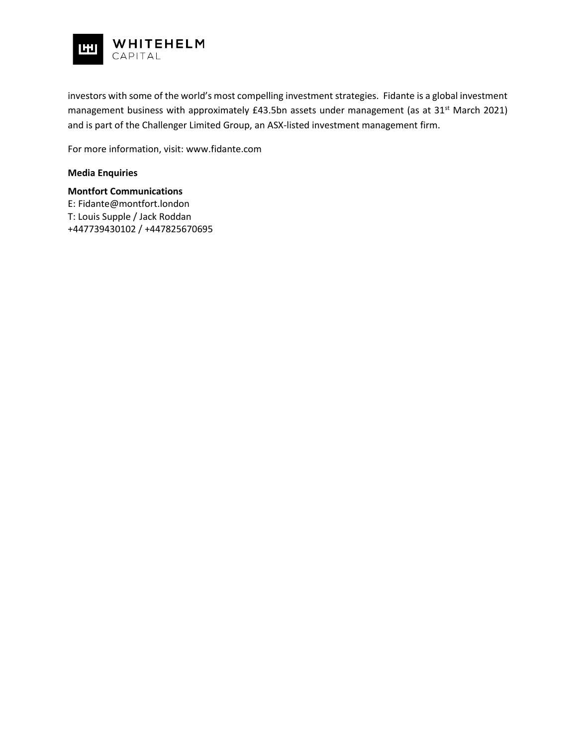investors with some of the world's most compelling investment strategies. Fidante is a global investment management business with approximately £43.5bn assets under management (as at 31st March 2021) and is part of the Challenger Limited Group, an ASX-listed investment management firm.

For more information, visit: www.fidante.com

**Media Enquiries**

**Montfort Communications**
E: Fidante@montfort.london
T: Louis Supple / Jack Roddan
+447739430102 / +447825670695